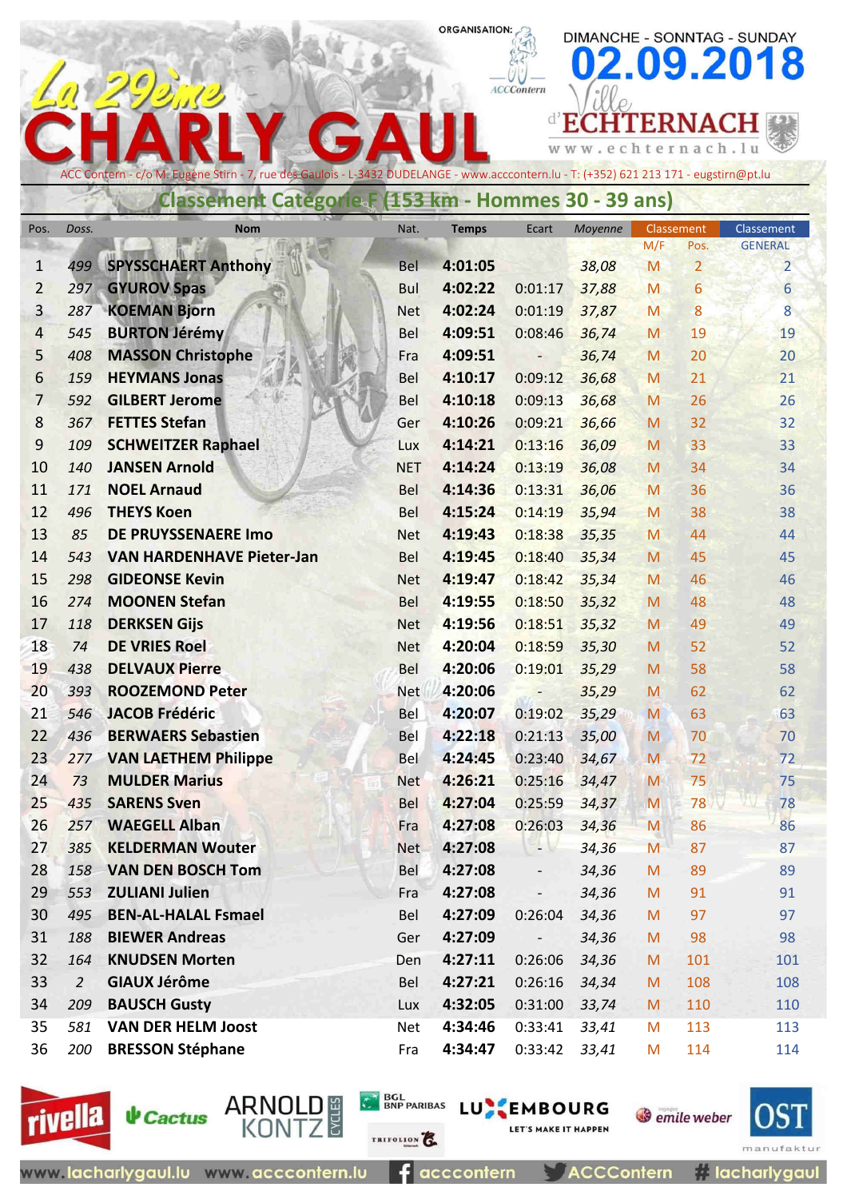# La 29ème CHARLY GAUL

ORGANISATION: ACCContern

DIMANCHE - SONNTAG - SUNDAY

**02.09.2018**

Ville d'ECHTERNACH

www.echternach.lu

ACC Contern - c/o M. Eugène Stirn - 7, rue des Gaulois - L-3432 DUDELANGE - www.acccontern.lu - T: (+352) 621 213 171 - eugstirn@pt.lu

## Classement Catégorie F (153 km - Hommes 30 - 39 ans)

| Pos. | Doss. | Nom | Nat. | Temps | Ecart | Moyenne | Classement M/F | Classement Pos. | Classement GENERAL |
|---|---|---|---|---|---|---|---|---|---|
| 1 | 499 | SPYSSCHAERT Anthony | Bel | 4:01:05 | | 38,08 | M | 2 | 2 |
| 2 | 297 | GYUROV Spas | Bul | 4:02:22 | 0:01:17 | 37,88 | M | 6 | 6 |
| 3 | 287 | KOEMAN Bjorn | Net | 4:02:24 | 0:01:19 | 37,87 | M | 8 | 8 |
| 4 | 545 | BURTON Jérémy | Bel | 4:09:51 | 0:08:46 | 36,74 | M | 19 | 19 |
| 5 | 408 | MASSON Christophe | Fra | 4:09:51 | - | 36,74 | M | 20 | 20 |
| 6 | 159 | HEYMANS Jonas | Bel | 4:10:17 | 0:09:12 | 36,68 | M | 21 | 21 |
| 7 | 592 | GILBERT Jerome | Bel | 4:10:18 | 0:09:13 | 36,68 | M | 26 | 26 |
| 8 | 367 | FETTES Stefan | Ger | 4:10:26 | 0:09:21 | 36,66 | M | 32 | 32 |
| 9 | 109 | SCHWEITZER Raphael | Lux | 4:14:21 | 0:13:16 | 36,09 | M | 33 | 33 |
| 10 | 140 | JANSEN Arnold | NET | 4:14:24 | 0:13:19 | 36,08 | M | 34 | 34 |
| 11 | 171 | NOEL Arnaud | Bel | 4:14:36 | 0:13:31 | 36,06 | M | 36 | 36 |
| 12 | 496 | THEYS Koen | Bel | 4:15:24 | 0:14:19 | 35,94 | M | 38 | 38 |
| 13 | 85 | DE PRUYSSENAERE Imo | Net | 4:19:43 | 0:18:38 | 35,35 | M | 44 | 44 |
| 14 | 543 | VAN HARDENHAVE Pieter-Jan | Bel | 4:19:45 | 0:18:40 | 35,34 | M | 45 | 45 |
| 15 | 298 | GIDEONSE Kevin | Net | 4:19:47 | 0:18:42 | 35,34 | M | 46 | 46 |
| 16 | 274 | MOONEN Stefan | Bel | 4:19:55 | 0:18:50 | 35,32 | M | 48 | 48 |
| 17 | 118 | DERKSEN Gijs | Net | 4:19:56 | 0:18:51 | 35,32 | M | 49 | 49 |
| 18 | 74 | DE VRIES Roel | Net | 4:20:04 | 0:18:59 | 35,30 | M | 52 | 52 |
| 19 | 438 | DELVAUX Pierre | Bel | 4:20:06 | 0:19:01 | 35,29 | M | 58 | 58 |
| 20 | 393 | ROOZEMOND Peter | Net | 4:20:06 | - | 35,29 | M | 62 | 62 |
| 21 | 546 | JACOB Frédéric | Bel | 4:20:07 | 0:19:02 | 35,29 | M | 63 | 63 |
| 22 | 436 | BERWAERS Sebastien | Bel | 4:22:18 | 0:21:13 | 35,00 | M | 70 | 70 |
| 23 | 277 | VAN LAETHEM Philippe | Bel | 4:24:45 | 0:23:40 | 34,67 | M | 72 | 72 |
| 24 | 73 | MULDER Marius | Net | 4:26:21 | 0:25:16 | 34,47 | M | 75 | 75 |
| 25 | 435 | SARENS Sven | Bel | 4:27:04 | 0:25:59 | 34,37 | M | 78 | 78 |
| 26 | 257 | WAEGELL Alban | Fra | 4:27:08 | 0:26:03 | 34,36 | M | 86 | 86 |
| 27 | 385 | KELDERMAN Wouter | Net | 4:27:08 | - | 34,36 | M | 87 | 87 |
| 28 | 158 | VAN DEN BOSCH Tom | Bel | 4:27:08 | - | 34,36 | M | 89 | 89 |
| 29 | 553 | ZULIANI Julien | Fra | 4:27:08 | - | 34,36 | M | 91 | 91 |
| 30 | 495 | BEN-AL-HALAL Fsmael | Bel | 4:27:09 | 0:26:04 | 34,36 | M | 97 | 97 |
| 31 | 188 | BIEWER Andreas | Ger | 4:27:09 | - | 34,36 | M | 98 | 98 |
| 32 | 164 | KNUDSEN Morten | Den | 4:27:11 | 0:26:06 | 34,36 | M | 101 | 101 |
| 33 | 2 | GIAUX Jérôme | Bel | 4:27:21 | 0:26:16 | 34,34 | M | 108 | 108 |
| 34 | 209 | BAUSCH Gusty | Lux | 4:32:05 | 0:31:00 | 33,74 | M | 110 | 110 |
| 35 | 581 | VAN DER HELM Joost | Net | 4:34:46 | 0:33:41 | 33,41 | M | 113 | 113 |
| 36 | 200 | BRESSON Stéphane | Fra | 4:34:47 | 0:33:42 | 33,41 | M | 114 | 114 |

rivella · Cactus · ARNOLD KONTZ CYCLES · BGL BNP PARIBAS · TRIFOLION · LUXEMBOURG LET'S MAKE IT HAPPEN · emile weber · OST manufaktur

www.lacharlygaul.lu www.acccontern.lu acccontern ACCContern # lacharlygaul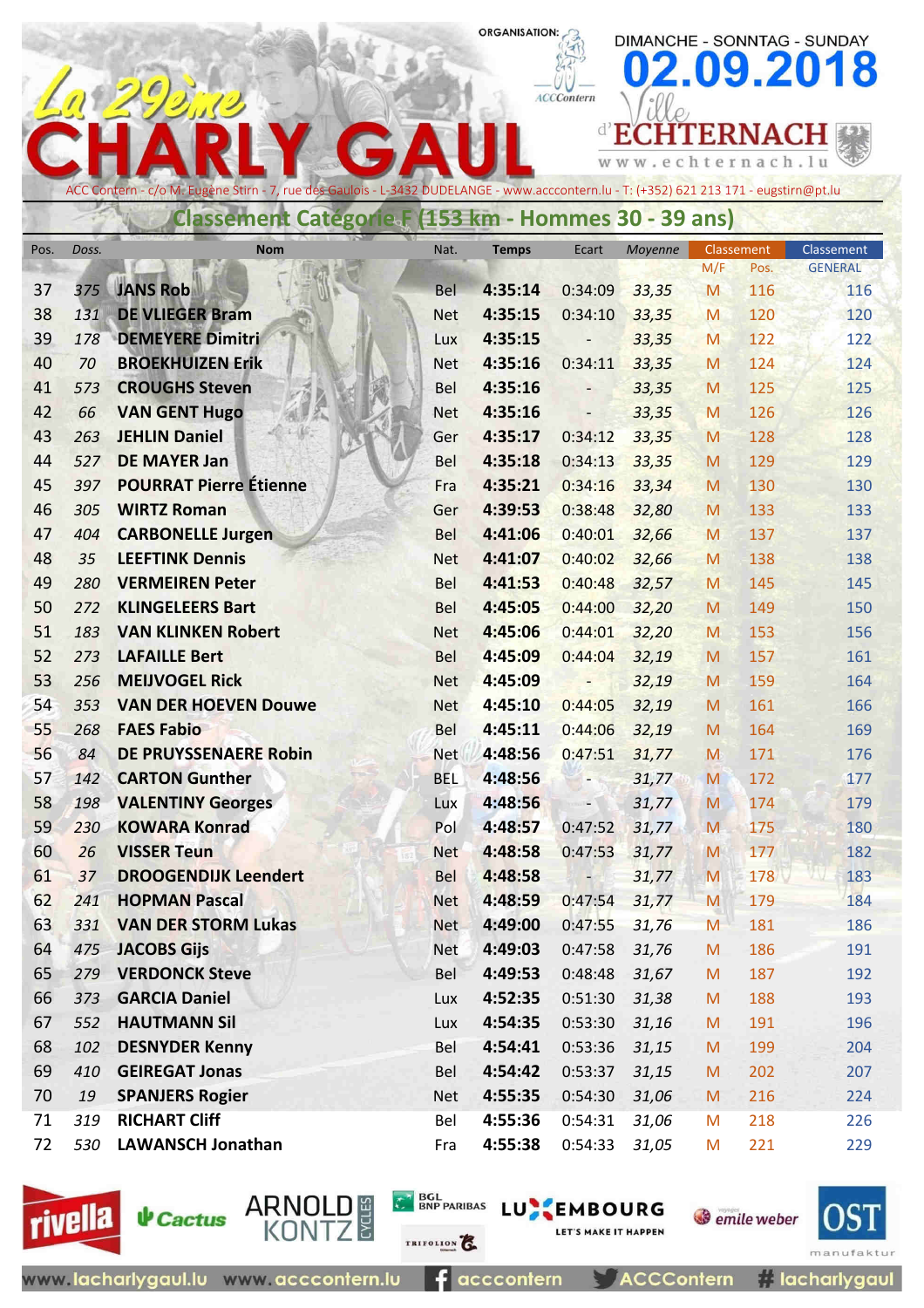# La 29ème CHARLY GAUL

ORGANISATION: ACCContern

DIMANCHE - SONNTAG - SUNDAY **02.09.2018**

Ville d'ECHTERNACH www.echternach.lu

ACC Contern - c/o M. Eugène Stirn - 7, rue des Gaulois - L-3432 DUDELANGE - www.acccontern.lu - T: (+352) 621 213 171 - eugstirn@pt.lu

## Classement Catégorie F (153 km - Hommes 30 - 39 ans)

| Pos. | Doss. | Nom | Nat. | Temps | Ecart | Moyenne | Classement M/F | Classement Pos. | Classement GENERAL |
|---|---|---|---|---|---|---|---|---|---|
| 37 | 375 | JANS Rob | Bel | 4:35:14 | 0:34:09 | 33,35 | M | 116 | 116 |
| 38 | 131 | DE VLIEGER Bram | Net | 4:35:15 | 0:34:10 | 33,35 | M | 120 | 120 |
| 39 | 178 | DEMEYERE Dimitri | Lux | 4:35:15 | - | 33,35 | M | 122 | 122 |
| 40 | 70 | BROEKHUIZEN Erik | Net | 4:35:16 | 0:34:11 | 33,35 | M | 124 | 124 |
| 41 | 573 | CROUGHS Steven | Bel | 4:35:16 | - | 33,35 | M | 125 | 125 |
| 42 | 66 | VAN GENT Hugo | Net | 4:35:16 | - | 33,35 | M | 126 | 126 |
| 43 | 263 | JEHLIN Daniel | Ger | 4:35:17 | 0:34:12 | 33,35 | M | 128 | 128 |
| 44 | 527 | DE MAYER Jan | Bel | 4:35:18 | 0:34:13 | 33,35 | M | 129 | 129 |
| 45 | 397 | POURRAT Pierre Étienne | Fra | 4:35:21 | 0:34:16 | 33,34 | M | 130 | 130 |
| 46 | 305 | WIRTZ Roman | Ger | 4:39:53 | 0:38:48 | 32,80 | M | 133 | 133 |
| 47 | 404 | CARBONELLE Jurgen | Bel | 4:41:06 | 0:40:01 | 32,66 | M | 137 | 137 |
| 48 | 35 | LEEFTINK Dennis | Net | 4:41:07 | 0:40:02 | 32,66 | M | 138 | 138 |
| 49 | 280 | VERMEIREN Peter | Bel | 4:41:53 | 0:40:48 | 32,57 | M | 145 | 145 |
| 50 | 272 | KLINGELEERS Bart | Bel | 4:45:05 | 0:44:00 | 32,20 | M | 149 | 150 |
| 51 | 183 | VAN KLINKEN Robert | Net | 4:45:06 | 0:44:01 | 32,20 | M | 153 | 156 |
| 52 | 273 | LAFAILLE Bert | Bel | 4:45:09 | 0:44:04 | 32,19 | M | 157 | 161 |
| 53 | 256 | MEIJVOGEL Rick | Net | 4:45:09 | - | 32,19 | M | 159 | 164 |
| 54 | 353 | VAN DER HOEVEN Douwe | Net | 4:45:10 | 0:44:05 | 32,19 | M | 161 | 166 |
| 55 | 268 | FAES Fabio | Bel | 4:45:11 | 0:44:06 | 32,19 | M | 164 | 169 |
| 56 | 84 | DE PRUYSSENAERE Robin | Net | 4:48:56 | 0:47:51 | 31,77 | M | 171 | 176 |
| 57 | 142 | CARTON Gunther | BEL | 4:48:56 | - | 31,77 | M | 172 | 177 |
| 58 | 198 | VALENTINY Georges | Lux | 4:48:56 | - | 31,77 | M | 174 | 179 |
| 59 | 230 | KOWARA Konrad | Pol | 4:48:57 | 0:47:52 | 31,77 | M | 175 | 180 |
| 60 | 26 | VISSER Teun | Net | 4:48:58 | 0:47:53 | 31,77 | M | 177 | 182 |
| 61 | 37 | DROOGENDIJK Leendert | Bel | 4:48:58 | - | 31,77 | M | 178 | 183 |
| 62 | 241 | HOPMAN Pascal | Net | 4:48:59 | 0:47:54 | 31,77 | M | 179 | 184 |
| 63 | 331 | VAN DER STORM Lukas | Net | 4:49:00 | 0:47:55 | 31,76 | M | 181 | 186 |
| 64 | 475 | JACOBS Gijs | Net | 4:49:03 | 0:47:58 | 31,76 | M | 186 | 191 |
| 65 | 279 | VERDONCK Steve | Bel | 4:49:53 | 0:48:48 | 31,67 | M | 187 | 192 |
| 66 | 373 | GARCIA Daniel | Lux | 4:52:35 | 0:51:30 | 31,38 | M | 188 | 193 |
| 67 | 552 | HAUTMANN Sil | Lux | 4:54:35 | 0:53:30 | 31,16 | M | 191 | 196 |
| 68 | 102 | DESNYDER Kenny | Bel | 4:54:41 | 0:53:36 | 31,15 | M | 199 | 204 |
| 69 | 410 | GEIREGAT Jonas | Bel | 4:54:42 | 0:53:37 | 31,15 | M | 202 | 207 |
| 70 | 19 | SPANJERS Rogier | Net | 4:55:35 | 0:54:30 | 31,06 | M | 216 | 224 |
| 71 | 319 | RICHART Cliff | Bel | 4:55:36 | 0:54:31 | 31,06 | M | 218 | 226 |
| 72 | 530 | LAWANSCH Jonathan | Fra | 4:55:38 | 0:54:33 | 31,05 | M | 221 | 229 |

rivella · Cactus · ARNOLD KONTZ CYCLES · BGL BNP PARIBAS · TRIFOLION · LUXEMBOURG LET'S MAKE IT HAPPEN · emile weber · OST manufaktur

www.lacharlygaul.lu www.acccontern.lu acccontern ACCContern #lacharlygaul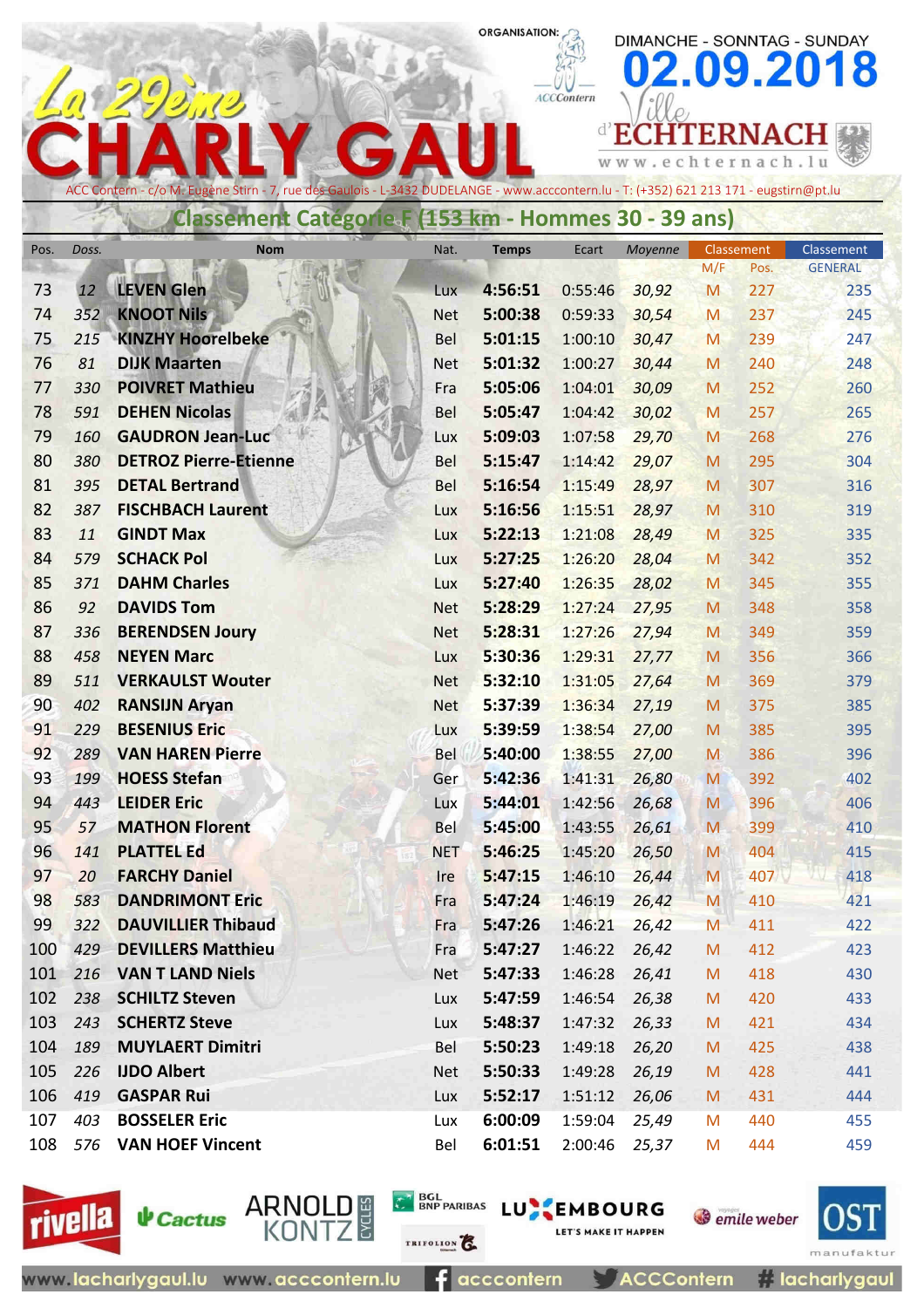# La 29ème CHARLY GAUL

ORGANISATION: ACCContern

DIMANCHE - SONNTAG - SUNDAY **02.09.2018**

Ville d'ECHTERNACH www.echternach.lu

ACC Contern - c/o M. Eugène Stirn - 7, rue des Gaulois - L-3432 DUDELANGE - www.acccontern.lu - T: (+352) 621 213 171 - eugstirn@pt.lu

## Classement Catégorie F (153 km - Hommes 30 - 39 ans)

| Pos. | Doss. | Nom | Nat. | Temps | Ecart | Moyenne | Classement M/F | Classement Pos. | Classement GENERAL |
|---|---|---|---|---|---|---|---|---|---|
| 73 | 12 | LEVEN Glen | Lux | 4:56:51 | 0:55:46 | 30,92 | M | 227 | 235 |
| 74 | 352 | KNOOT Nils | Net | 5:00:38 | 0:59:33 | 30,54 | M | 237 | 245 |
| 75 | 215 | KINZHY Hoorelbeke | Bel | 5:01:15 | 1:00:10 | 30,47 | M | 239 | 247 |
| 76 | 81 | DIJK Maarten | Net | 5:01:32 | 1:00:27 | 30,44 | M | 240 | 248 |
| 77 | 330 | POIVRET Mathieu | Fra | 5:05:06 | 1:04:01 | 30,09 | M | 252 | 260 |
| 78 | 591 | DEHEN Nicolas | Bel | 5:05:47 | 1:04:42 | 30,02 | M | 257 | 265 |
| 79 | 160 | GAUDRON Jean-Luc | Lux | 5:09:03 | 1:07:58 | 29,70 | M | 268 | 276 |
| 80 | 380 | DETROZ Pierre-Etienne | Bel | 5:15:47 | 1:14:42 | 29,07 | M | 295 | 304 |
| 81 | 395 | DETAL Bertrand | Bel | 5:16:54 | 1:15:49 | 28,97 | M | 307 | 316 |
| 82 | 387 | FISCHBACH Laurent | Lux | 5:16:56 | 1:15:51 | 28,97 | M | 310 | 319 |
| 83 | 11 | GINDT Max | Lux | 5:22:13 | 1:21:08 | 28,49 | M | 325 | 335 |
| 84 | 579 | SCHACK Pol | Lux | 5:27:25 | 1:26:20 | 28,04 | M | 342 | 352 |
| 85 | 371 | DAHM Charles | Lux | 5:27:40 | 1:26:35 | 28,02 | M | 345 | 355 |
| 86 | 92 | DAVIDS Tom | Net | 5:28:29 | 1:27:24 | 27,95 | M | 348 | 358 |
| 87 | 336 | BERENDSEN Joury | Net | 5:28:31 | 1:27:26 | 27,94 | M | 349 | 359 |
| 88 | 458 | NEYEN Marc | Lux | 5:30:36 | 1:29:31 | 27,77 | M | 356 | 366 |
| 89 | 511 | VERKAULST Wouter | Net | 5:32:10 | 1:31:05 | 27,64 | M | 369 | 379 |
| 90 | 402 | RANSIJN Aryan | Net | 5:37:39 | 1:36:34 | 27,19 | M | 375 | 385 |
| 91 | 229 | BESENIUS Eric | Lux | 5:39:59 | 1:38:54 | 27,00 | M | 385 | 395 |
| 92 | 289 | VAN HAREN Pierre | Bel | 5:40:00 | 1:38:55 | 27,00 | M | 386 | 396 |
| 93 | 199 | HOESS Stefan | Ger | 5:42:36 | 1:41:31 | 26,80 | M | 392 | 402 |
| 94 | 443 | LEIDER Eric | Lux | 5:44:01 | 1:42:56 | 26,68 | M | 396 | 406 |
| 95 | 57 | MATHON Florent | Bel | 5:45:00 | 1:43:55 | 26,61 | M | 399 | 410 |
| 96 | 141 | PLATTEL Ed | NET | 5:46:25 | 1:45:20 | 26,50 | M | 404 | 415 |
| 97 | 20 | FARCHY Daniel | Ire | 5:47:15 | 1:46:10 | 26,44 | M | 407 | 418 |
| 98 | 583 | DANDRIMONT Eric | Fra | 5:47:24 | 1:46:19 | 26,42 | M | 410 | 421 |
| 99 | 322 | DAUVILLIER Thibaud | Fra | 5:47:26 | 1:46:21 | 26,42 | M | 411 | 422 |
| 100 | 429 | DEVILLERS Matthieu | Fra | 5:47:27 | 1:46:22 | 26,42 | M | 412 | 423 |
| 101 | 216 | VAN T LAND Niels | Net | 5:47:33 | 1:46:28 | 26,41 | M | 418 | 430 |
| 102 | 238 | SCHILTZ Steven | Lux | 5:47:59 | 1:46:54 | 26,38 | M | 420 | 433 |
| 103 | 243 | SCHERTZ Steve | Lux | 5:48:37 | 1:47:32 | 26,33 | M | 421 | 434 |
| 104 | 189 | MUYLAERT Dimitri | Bel | 5:50:23 | 1:49:18 | 26,20 | M | 425 | 438 |
| 105 | 226 | IJDO Albert | Net | 5:50:33 | 1:49:28 | 26,19 | M | 428 | 441 |
| 106 | 419 | GASPAR Rui | Lux | 5:52:17 | 1:51:12 | 26,06 | M | 431 | 444 |
| 107 | 403 | BOSSELER Eric | Lux | 6:00:09 | 1:59:04 | 25,49 | M | 440 | 455 |
| 108 | 576 | VAN HOEF Vincent | Bel | 6:01:51 | 2:00:46 | 25,37 | M | 444 | 459 |

rivella · Cactus · ARNOLD KONTZ CYCLES · BGL BNP PARIBAS · TRIFOLION · LUXEMBOURG LET'S MAKE IT HAPPEN · emile weber · OST manufaktur

www.lacharlygaul.lu www.acccontern.lu acccontern ACCContern # lacharlygaul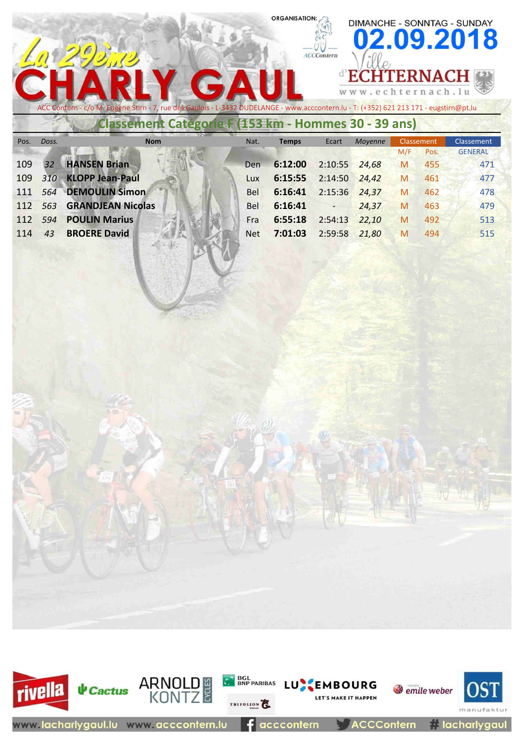# La 29ème CHARLY GAUL

ORGANISATION: ACCContern

DIMANCHE - SONNTAG - SUNDAY **02.09.2018**

Ville d'ECHTERNACH www.echternach.lu

ACC Contern - c/o M. Eugène Stirn - 7, rue des Gaulois - L-3432 DUDELANGE - www.acccontern.lu - T: (+352) 621 213 171 - eugstirn@pt.lu

## Classement Catégorie F (153 km - Hommes 30 - 39 ans)

| Pos. | Doss. | Nom | Nat. | Temps | Ecart | Moyenne | Classement M/F | Classement Pos. | Classement GENERAL |
|---|---|---|---|---|---|---|---|---|---|
| 109 | 32 | **HANSEN Brian** | Den | **6:12:00** | 2:10:55 | 24,68 | M | 455 | 471 |
| 109 | 310 | **KLOPP Jean-Paul** | Lux | **6:15:55** | 2:14:50 | 24,42 | M | 461 | 477 |
| 111 | 564 | **DEMOULIN Simon** | Bel | **6:16:41** | 2:15:36 | 24,37 | M | 462 | 478 |
| 112 | 563 | **GRANDJEAN Nicolas** | Bel | **6:16:41** | - | 24,37 | M | 463 | 479 |
| 112 | 594 | **POULIN Marius** | Fra | **6:55:18** | 2:54:13 | 22,10 | M | 492 | 513 |
| 114 | 43 | **BROERE David** | Net | **7:01:03** | 2:59:58 | 21,80 | M | 494 | 515 |

rivella | Cactus | ARNOLD KONTZ CYCLES | BGL BNP PARIBAS | TRIFOLION | LUXEMBOURG LET'S MAKE IT HAPPEN | emile weber | OST manufaktur

www.lacharlygaul.lu www.acccontern.lu acccontern ACCContern # lacharlygaul